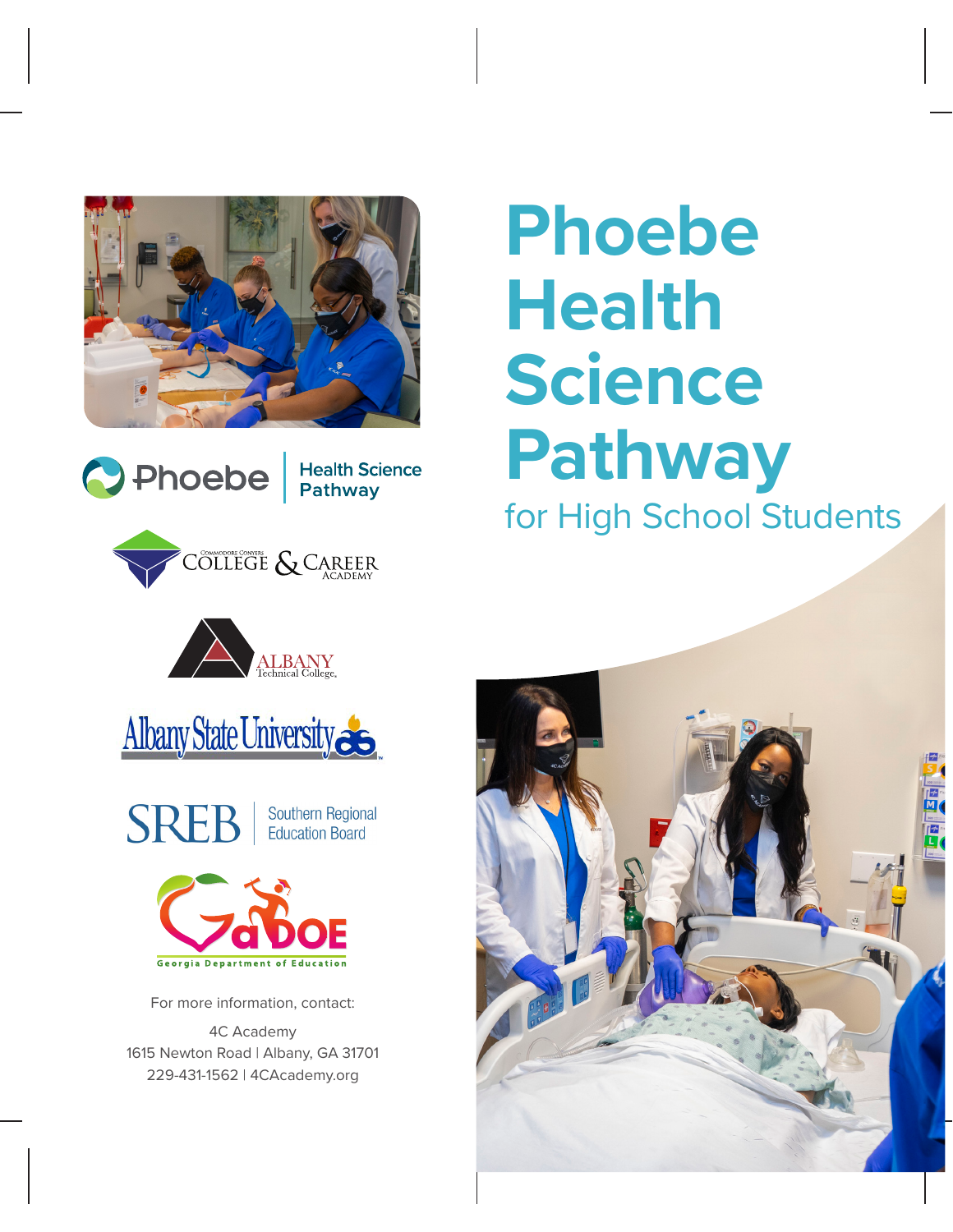# Phoebe Health Science Pathway

## for High School Students

Phoebe | Health Science Pathway

Commodore Conyers College & Career Academy

Albany Technical College

Albany State University

SREB | Southern Regional Education Board

GaDOE Georgia Department of Education

For more information, contact:

4C Academy
1615 Newton Road | Albany, GA 31701
229-431-1562 | 4CAcademy.org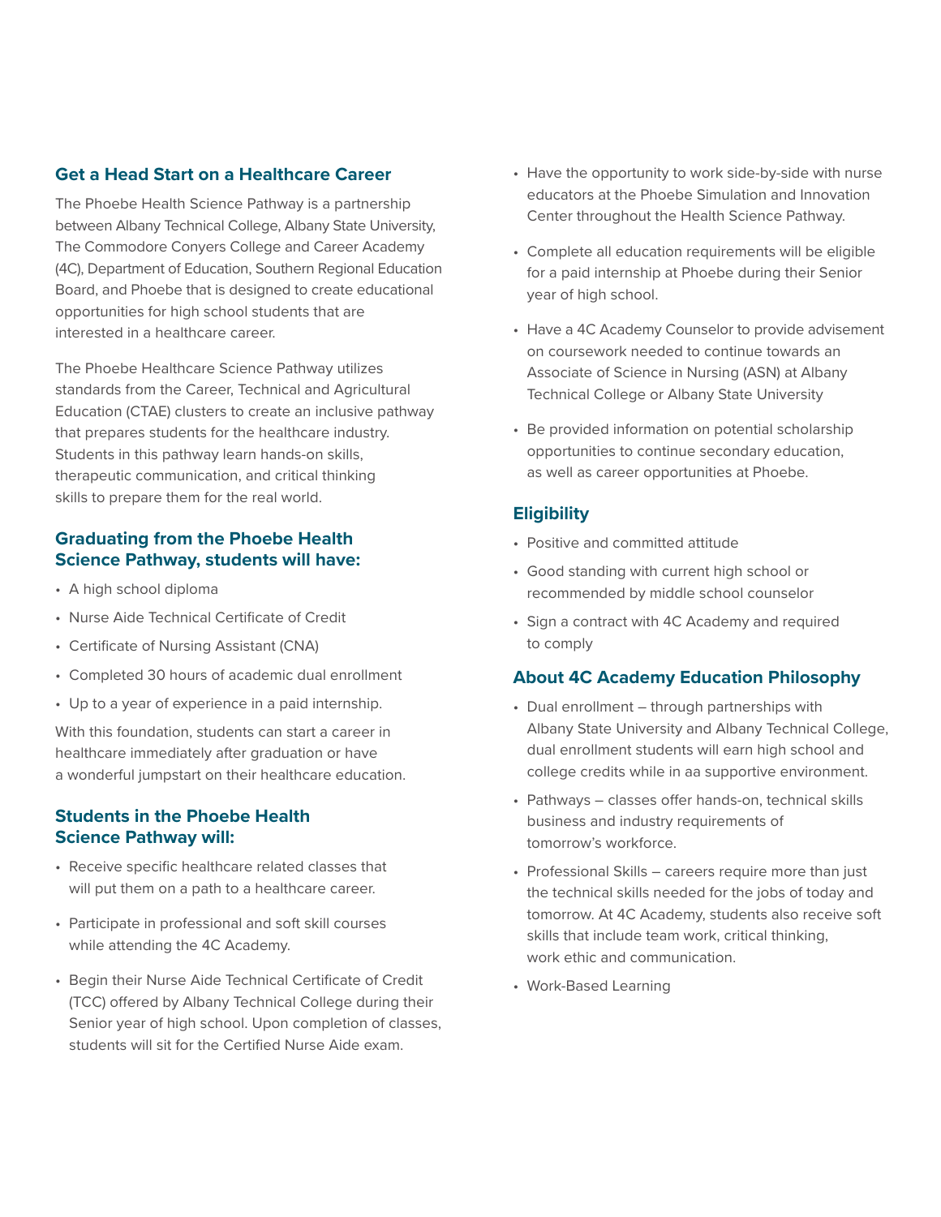## Get a Head Start on a Healthcare Career

The Phoebe Health Science Pathway is a partnership between Albany Technical College, Albany State University, The Commodore Conyers College and Career Academy (4C), Department of Education, Southern Regional Education Board, and Phoebe that is designed to create educational opportunities for high school students that are interested in a healthcare career.

The Phoebe Healthcare Science Pathway utilizes standards from the Career, Technical and Agricultural Education (CTAE) clusters to create an inclusive pathway that prepares students for the healthcare industry. Students in this pathway learn hands-on skills, therapeutic communication, and critical thinking skills to prepare them for the real world.

## Graduating from the Phoebe Health Science Pathway, students will have:

- A high school diploma
- Nurse Aide Technical Certificate of Credit
- Certificate of Nursing Assistant (CNA)
- Completed 30 hours of academic dual enrollment
- Up to a year of experience in a paid internship.

With this foundation, students can start a career in healthcare immediately after graduation or have a wonderful jumpstart on their healthcare education.

## Students in the Phoebe Health Science Pathway will:

- Receive specific healthcare related classes that will put them on a path to a healthcare career.
- Participate in professional and soft skill courses while attending the 4C Academy.
- Begin their Nurse Aide Technical Certificate of Credit (TCC) offered by Albany Technical College during their Senior year of high school. Upon completion of classes, students will sit for the Certified Nurse Aide exam.
- Have the opportunity to work side-by-side with nurse educators at the Phoebe Simulation and Innovation Center throughout the Health Science Pathway.
- Complete all education requirements will be eligible for a paid internship at Phoebe during their Senior year of high school.
- Have a 4C Academy Counselor to provide advisement on coursework needed to continue towards an Associate of Science in Nursing (ASN) at Albany Technical College or Albany State University
- Be provided information on potential scholarship opportunities to continue secondary education, as well as career opportunities at Phoebe.

## Eligibility

- Positive and committed attitude
- Good standing with current high school or recommended by middle school counselor
- Sign a contract with 4C Academy and required to comply

## About 4C Academy Education Philosophy

- Dual enrollment – through partnerships with Albany State University and Albany Technical College, dual enrollment students will earn high school and college credits while in aa supportive environment.
- Pathways – classes offer hands-on, technical skills business and industry requirements of tomorrow's workforce.
- Professional Skills – careers require more than just the technical skills needed for the jobs of today and tomorrow. At 4C Academy, students also receive soft skills that include team work, critical thinking, work ethic and communication.
- Work-Based Learning